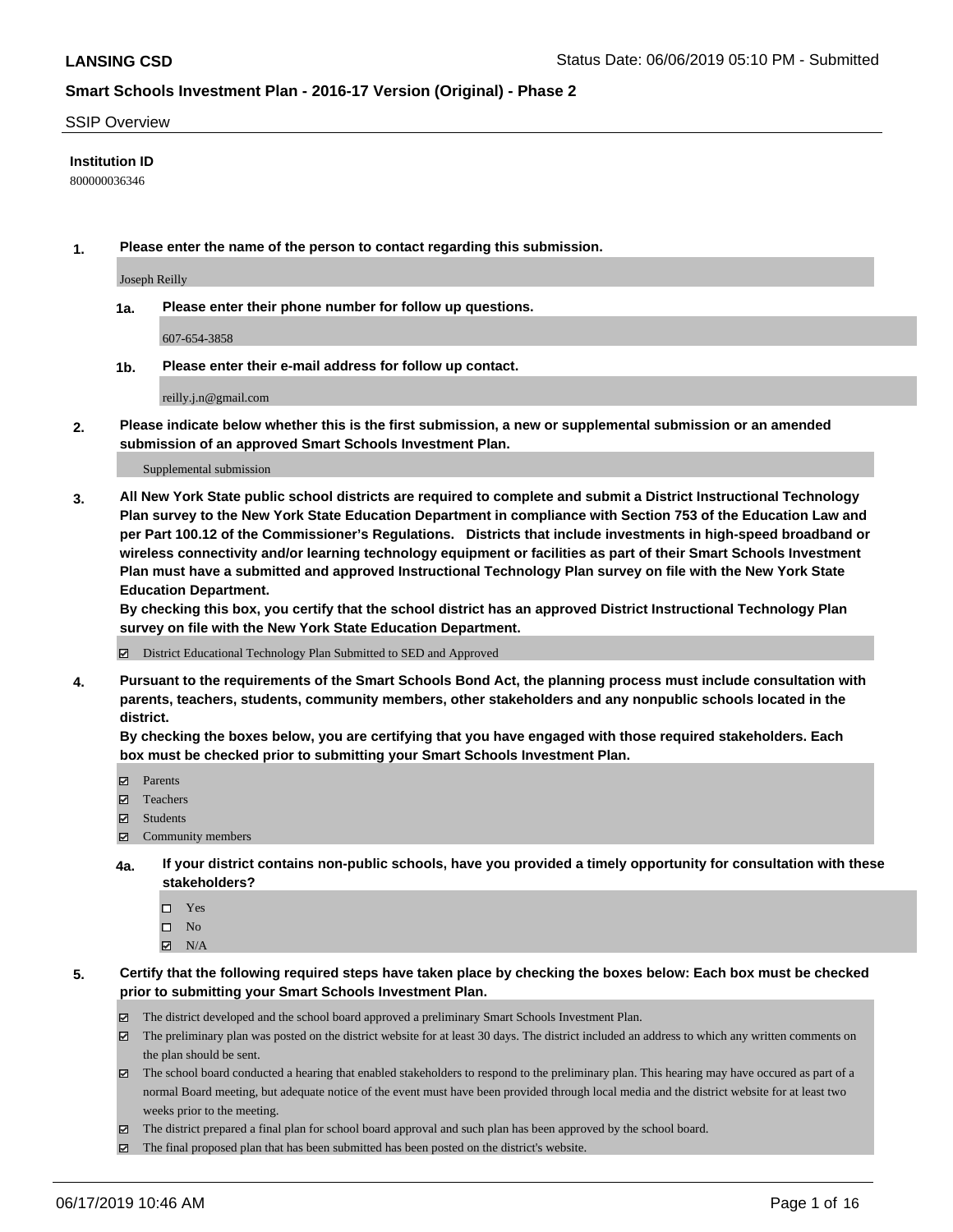**LANSING CSD** Status Date: 06/06/2019 05:10 PM - Submitted

**Smart Schools Investment Plan - 2016-17 Version (Original) - Phase 2**

SSIP Overview

**Institution ID**

800000036346

**1. Please enter the name of the person to contact regarding this submission.**

Joseph Reilly

**1a. Please enter their phone number for follow up questions.**

607-654-3858

**1b. Please enter their e-mail address for follow up contact.**

reilly.j.n@gmail.com

**2. Please indicate below whether this is the first submission, a new or supplemental submission or an amended submission of an approved Smart Schools Investment Plan.**

Supplemental submission

**3. All New York State public school districts are required to complete and submit a District Instructional Technology Plan survey to the New York State Education Department in compliance with Section 753 of the Education Law and per Part 100.12 of the Commissioner's Regulations. Districts that include investments in high-speed broadband or wireless connectivity and/or learning technology equipment or facilities as part of their Smart Schools Investment Plan must have a submitted and approved Instructional Technology Plan survey on file with the New York State Education Department.**
**By checking this box, you certify that the school district has an approved District Instructional Technology Plan survey on file with the New York State Education Department.**

☑ District Educational Technology Plan Submitted to SED and Approved

**4. Pursuant to the requirements of the Smart Schools Bond Act, the planning process must include consultation with parents, teachers, students, community members, other stakeholders and any nonpublic schools located in the district.**
**By checking the boxes below, you are certifying that you have engaged with those required stakeholders. Each box must be checked prior to submitting your Smart Schools Investment Plan.**

☑ Parents
☑ Teachers
☑ Students
☑ Community members

**4a. If your district contains non-public schools, have you provided a timely opportunity for consultation with these stakeholders?**

☐ Yes
☐ No
☑ N/A

**5. Certify that the following required steps have taken place by checking the boxes below: Each box must be checked prior to submitting your Smart Schools Investment Plan.**

☑ The district developed and the school board approved a preliminary Smart Schools Investment Plan.
☑ The preliminary plan was posted on the district website for at least 30 days. The district included an address to which any written comments on the plan should be sent.
☑ The school board conducted a hearing that enabled stakeholders to respond to the preliminary plan. This hearing may have occured as part of a normal Board meeting, but adequate notice of the event must have been provided through local media and the district website for at least two weeks prior to the meeting.
☑ The district prepared a final plan for school board approval and such plan has been approved by the school board.
☑ The final proposed plan that has been submitted has been posted on the district's website.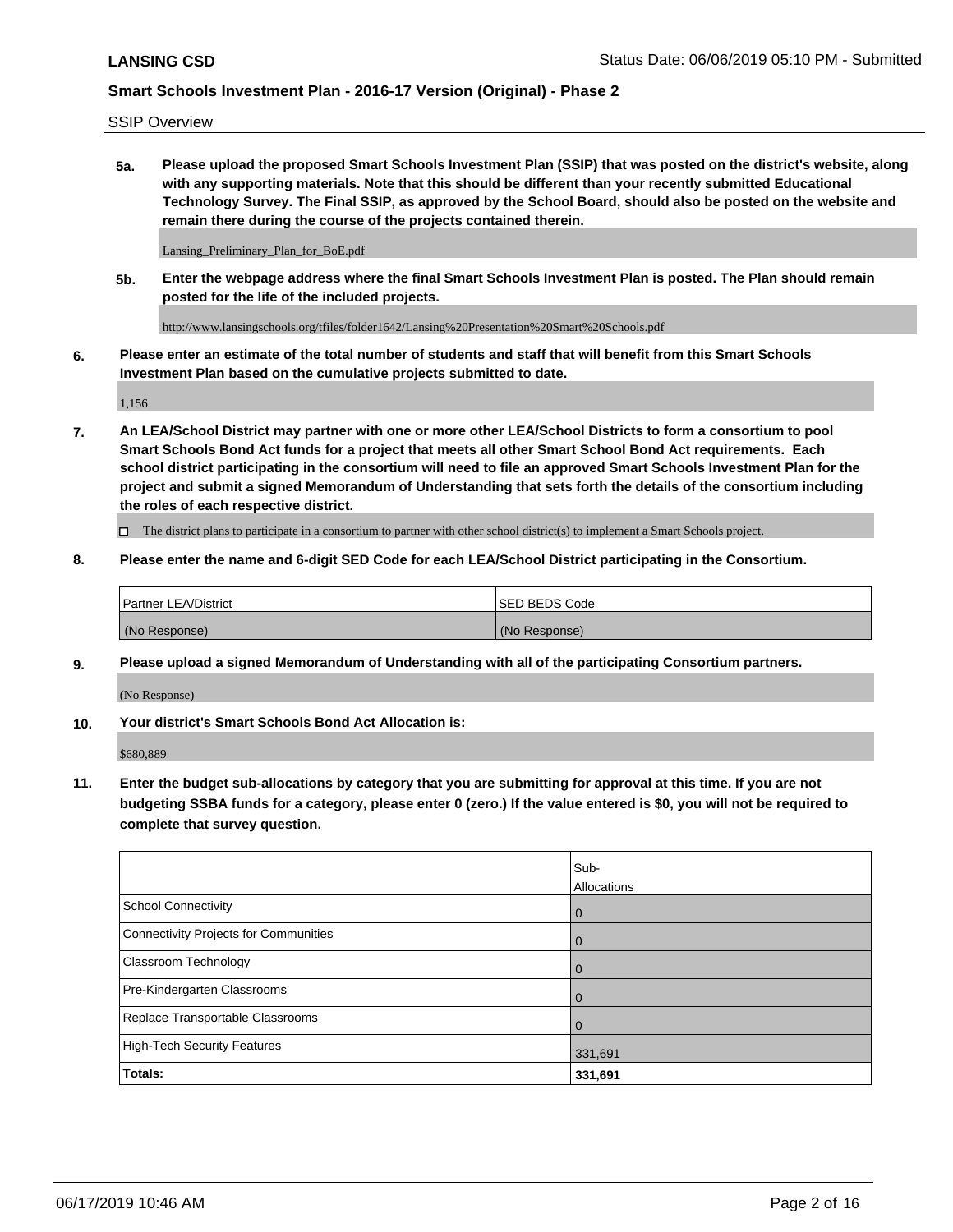SSIP Overview

**5a. Please upload the proposed Smart Schools Investment Plan (SSIP) that was posted on the district's website, along with any supporting materials. Note that this should be different than your recently submitted Educational Technology Survey. The Final SSIP, as approved by the School Board, should also be posted on the website and remain there during the course of the projects contained therein.**

Lansing_Preliminary_Plan_for_BoE.pdf

**5b. Enter the webpage address where the final Smart Schools Investment Plan is posted. The Plan should remain posted for the life of the included projects.**

http://www.lansingschools.org/tfiles/folder1642/Lansing%20Presentation%20Smart%20Schools.pdf

**6. Please enter an estimate of the total number of students and staff that will benefit from this Smart Schools Investment Plan based on the cumulative projects submitted to date.**

1,156

**7. An LEA/School District may partner with one or more other LEA/School Districts to form a consortium to pool Smart Schools Bond Act funds for a project that meets all other Smart School Bond Act requirements. Each school district participating in the consortium will need to file an approved Smart Schools Investment Plan for the project and submit a signed Memorandum of Understanding that sets forth the details of the consortium including the roles of each respective district.**

☐ The district plans to participate in a consortium to partner with other school district(s) to implement a Smart Schools project.

**8. Please enter the name and 6-digit SED Code for each LEA/School District participating in the Consortium.**

| Partner LEA/District | SED BEDS Code |
|---|---|
| (No Response) | (No Response) |

**9. Please upload a signed Memorandum of Understanding with all of the participating Consortium partners.**

(No Response)

**10. Your district's Smart Schools Bond Act Allocation is:**

$680,889

**11. Enter the budget sub-allocations by category that you are submitting for approval at this time. If you are not budgeting SSBA funds for a category, please enter 0 (zero.) If the value entered is $0, you will not be required to complete that survey question.**

| | Sub-Allocations |
|---|---|
| School Connectivity | 0 |
| Connectivity Projects for Communities | 0 |
| Classroom Technology | 0 |
| Pre-Kindergarten Classrooms | 0 |
| Replace Transportable Classrooms | 0 |
| High-Tech Security Features | 331,691 |
| **Totals:** | **331,691** |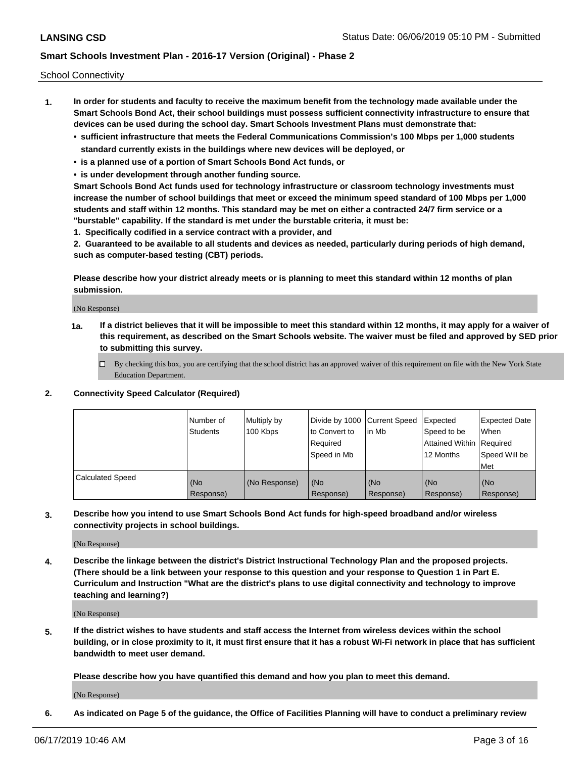School Connectivity

1. **In order for students and faculty to receive the maximum benefit from the technology made available under the Smart Schools Bond Act, their school buildings must possess sufficient connectivity infrastructure to ensure that devices can be used during the school day. Smart Schools Investment Plans must demonstrate that:**
   - **sufficient infrastructure that meets the Federal Communications Commission's 100 Mbps per 1,000 students standard currently exists in the buildings where new devices will be deployed, or**
   - **is a planned use of a portion of Smart Schools Bond Act funds, or**
   - **is under development through another funding source.**

   **Smart Schools Bond Act funds used for technology infrastructure or classroom technology investments must increase the number of school buildings that meet or exceed the minimum speed standard of 100 Mbps per 1,000 students and staff within 12 months. This standard may be met on either a contracted 24/7 firm service or a "burstable" capability. If the standard is met under the burstable criteria, it must be:**

   **1. Specifically codified in a service contract with a provider, and**

   **2. Guaranteed to be available to all students and devices as needed, particularly during periods of high demand, such as computer-based testing (CBT) periods.**

   **Please describe how your district already meets or is planning to meet this standard within 12 months of plan submission.**

   (No Response)

   **1a. If a district believes that it will be impossible to meet this standard within 12 months, it may apply for a waiver of this requirement, as described on the Smart Schools website. The waiver must be filed and approved by SED prior to submitting this survey.**

   ☐ By checking this box, you are certifying that the school district has an approved waiver of this requirement on file with the New York State Education Department.

2. **Connectivity Speed Calculator (Required)**

| | Number of Students | Multiply by 100 Kbps | Divide by 1000 to Convert to Required Speed in Mb | Current Speed in Mb | Expected Speed to be Attained Within 12 Months | Expected Date When Required Speed Will be Met |
|---|---|---|---|---|---|---|
| Calculated Speed | (No Response) | (No Response) | (No Response) | (No Response) | (No Response) | (No Response) |

3. **Describe how you intend to use Smart Schools Bond Act funds for high-speed broadband and/or wireless connectivity projects in school buildings.**

   (No Response)

4. **Describe the linkage between the district's District Instructional Technology Plan and the proposed projects. (There should be a link between your response to this question and your response to Question 1 in Part E. Curriculum and Instruction "What are the district's plans to use digital connectivity and technology to improve teaching and learning?)**

   (No Response)

5. **If the district wishes to have students and staff access the Internet from wireless devices within the school building, or in close proximity to it, it must first ensure that it has a robust Wi-Fi network in place that has sufficient bandwidth to meet user demand.**

   **Please describe how you have quantified this demand and how you plan to meet this demand.**

   (No Response)

6. **As indicated on Page 5 of the guidance, the Office of Facilities Planning will have to conduct a preliminary review**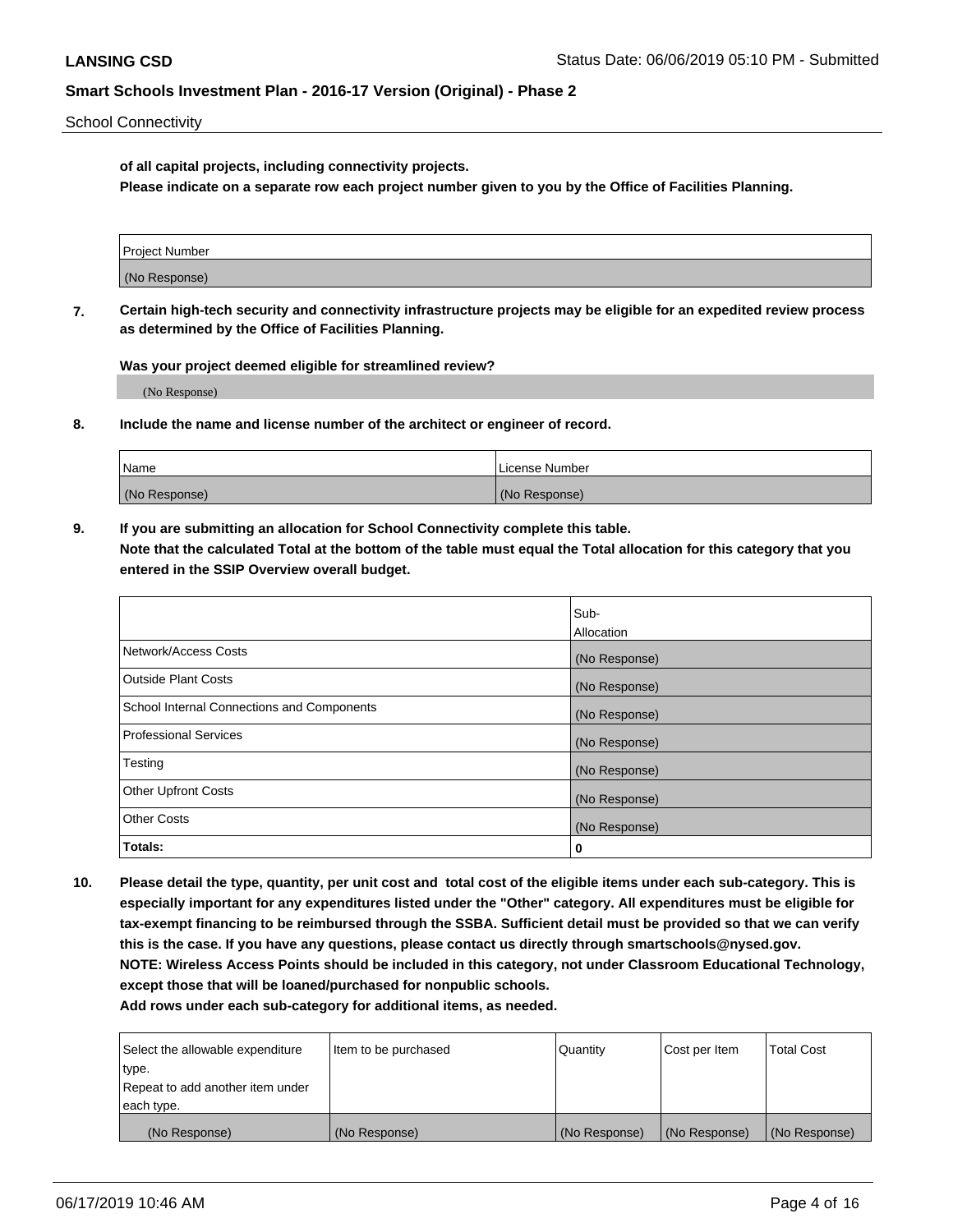**of all capital projects, including connectivity projects.**
**Please indicate on a separate row each project number given to you by the Office of Facilities Planning.**

| Project Number |
|---|
| (No Response) |

**7. Certain high-tech security and connectivity infrastructure projects may be eligible for an expedited review process as determined by the Office of Facilities Planning.**

**Was your project deemed eligible for streamlined review?**

(No Response)

**8. Include the name and license number of the architect or engineer of record.**

| Name | License Number |
|---|---|
| (No Response) | (No Response) |

**9. If you are submitting an allocation for School Connectivity complete this table.**
**Note that the calculated Total at the bottom of the table must equal the Total allocation for this category that you entered in the SSIP Overview overall budget.**

| | Sub-Allocation |
|---|---|
| Network/Access Costs | (No Response) |
| Outside Plant Costs | (No Response) |
| School Internal Connections and Components | (No Response) |
| Professional Services | (No Response) |
| Testing | (No Response) |
| Other Upfront Costs | (No Response) |
| Other Costs | (No Response) |
| **Totals:** | **0** |

**10. Please detail the type, quantity, per unit cost and total cost of the eligible items under each sub-category. This is especially important for any expenditures listed under the "Other" category. All expenditures must be eligible for tax-exempt financing to be reimbursed through the SSBA. Sufficient detail must be provided so that we can verify this is the case. If you have any questions, please contact us directly through smartschools@nysed.gov.**
**NOTE: Wireless Access Points should be included in this category, not under Classroom Educational Technology, except those that will be loaned/purchased for nonpublic schools.**
**Add rows under each sub-category for additional items, as needed.**

| Select the allowable expenditure type. Repeat to add another item under each type. | Item to be purchased | Quantity | Cost per Item | Total Cost |
|---|---|---|---|---|
| (No Response) | (No Response) | (No Response) | (No Response) | (No Response) |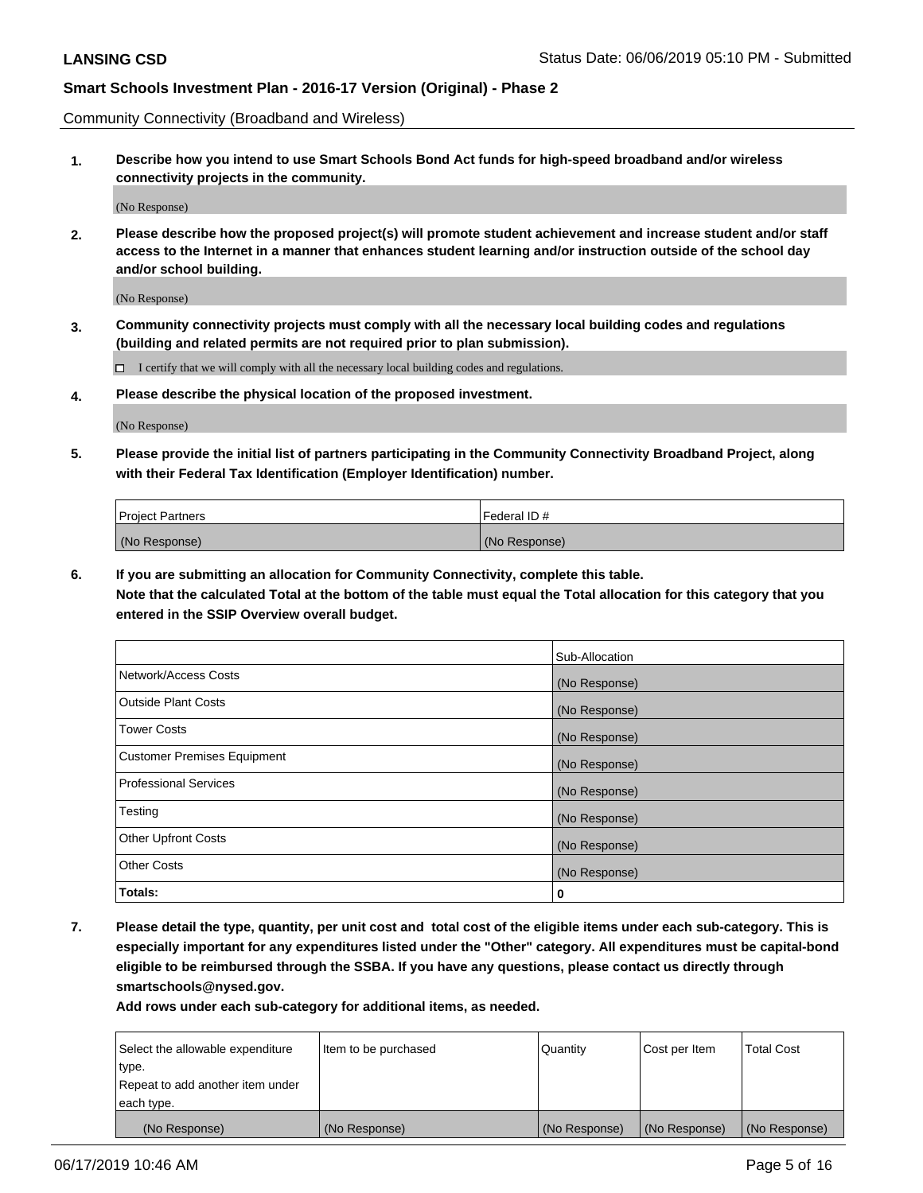Community Connectivity (Broadband and Wireless)

**1. Describe how you intend to use Smart Schools Bond Act funds for high-speed broadband and/or wireless connectivity projects in the community.**

(No Response)

**2. Please describe how the proposed project(s) will promote student achievement and increase student and/or staff access to the Internet in a manner that enhances student learning and/or instruction outside of the school day and/or school building.**

(No Response)

**3. Community connectivity projects must comply with all the necessary local building codes and regulations (building and related permits are not required prior to plan submission).**

☐ I certify that we will comply with all the necessary local building codes and regulations.

**4. Please describe the physical location of the proposed investment.**

(No Response)

**5. Please provide the initial list of partners participating in the Community Connectivity Broadband Project, along with their Federal Tax Identification (Employer Identification) number.**

| Project Partners | Federal ID # |
| --- | --- |
| (No Response) | (No Response) |

**6. If you are submitting an allocation for Community Connectivity, complete this table.**
**Note that the calculated Total at the bottom of the table must equal the Total allocation for this category that you entered in the SSIP Overview overall budget.**

| | Sub-Allocation |
| --- | --- |
| Network/Access Costs | (No Response) |
| Outside Plant Costs | (No Response) |
| Tower Costs | (No Response) |
| Customer Premises Equipment | (No Response) |
| Professional Services | (No Response) |
| Testing | (No Response) |
| Other Upfront Costs | (No Response) |
| Other Costs | (No Response) |
| **Totals:** | **0** |

**7. Please detail the type, quantity, per unit cost and total cost of the eligible items under each sub-category. This is especially important for any expenditures listed under the "Other" category. All expenditures must be capital-bond eligible to be reimbursed through the SSBA. If you have any questions, please contact us directly through smartschools@nysed.gov.**
**Add rows under each sub-category for additional items, as needed.**

| Select the allowable expenditure type. Repeat to add another item under each type. | Item to be purchased | Quantity | Cost per Item | Total Cost |
| --- | --- | --- | --- | --- |
| (No Response) | (No Response) | (No Response) | (No Response) | (No Response) |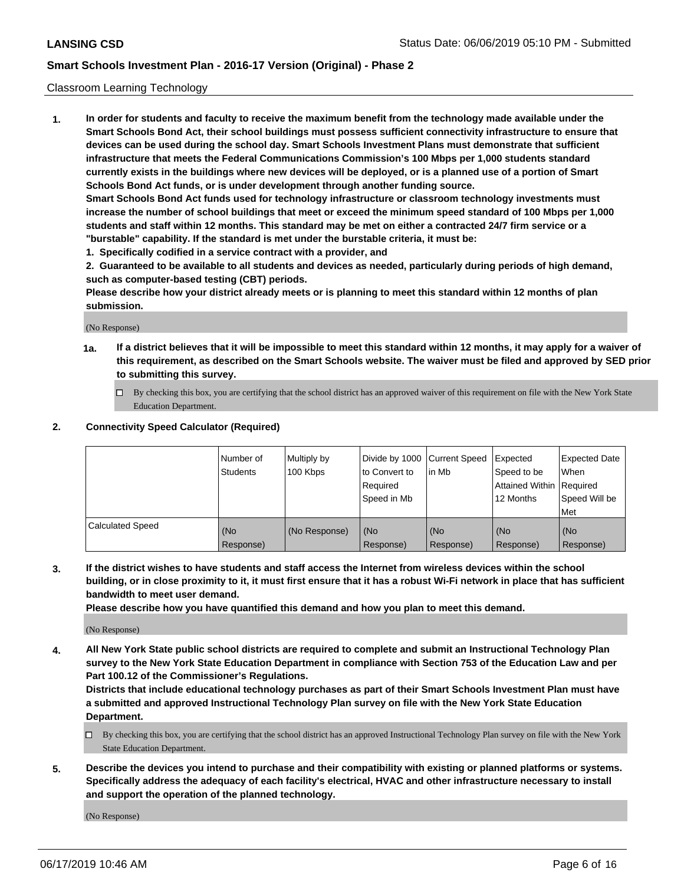Classroom Learning Technology

1. **In order for students and faculty to receive the maximum benefit from the technology made available under the Smart Schools Bond Act, their school buildings must possess sufficient connectivity infrastructure to ensure that devices can be used during the school day. Smart Schools Investment Plans must demonstrate that sufficient infrastructure that meets the Federal Communications Commission's 100 Mbps per 1,000 students standard currently exists in the buildings where new devices will be deployed, or is a planned use of a portion of Smart Schools Bond Act funds, or is under development through another funding source.**
   **Smart Schools Bond Act funds used for technology infrastructure or classroom technology investments must increase the number of school buildings that meet or exceed the minimum speed standard of 100 Mbps per 1,000 students and staff within 12 months. This standard may be met on either a contracted 24/7 firm service or a "burstable" capability. If the standard is met under the burstable criteria, it must be:**
   **1. Specifically codified in a service contract with a provider, and**
   **2. Guaranteed to be available to all students and devices as needed, particularly during periods of high demand, such as computer-based testing (CBT) periods.**
   **Please describe how your district already meets or is planning to meet this standard within 12 months of plan submission.**

   (No Response)

   **1a.** **If a district believes that it will be impossible to meet this standard within 12 months, it may apply for a waiver of this requirement, as described on the Smart Schools website. The waiver must be filed and approved by SED prior to submitting this survey.**

   ☐ By checking this box, you are certifying that the school district has an approved waiver of this requirement on file with the New York State Education Department.

2. **Connectivity Speed Calculator (Required)**

| | Number of Students | Multiply by 100 Kbps | Divide by 1000 to Convert to Required Speed in Mb | Current Speed in Mb | Expected Speed to be Attained Within 12 Months | Expected Date When Required Speed Will be Met |
|---|---|---|---|---|---|---|
| Calculated Speed | (No Response) | (No Response) | (No Response) | (No Response) | (No Response) | (No Response) |

3. **If the district wishes to have students and staff access the Internet from wireless devices within the school building, or in close proximity to it, it must first ensure that it has a robust Wi-Fi network in place that has sufficient bandwidth to meet user demand.**
   **Please describe how you have quantified this demand and how you plan to meet this demand.**

   (No Response)

4. **All New York State public school districts are required to complete and submit an Instructional Technology Plan survey to the New York State Education Department in compliance with Section 753 of the Education Law and per Part 100.12 of the Commissioner's Regulations.**
   **Districts that include educational technology purchases as part of their Smart Schools Investment Plan must have a submitted and approved Instructional Technology Plan survey on file with the New York State Education Department.**

   ☐ By checking this box, you are certifying that the school district has an approved Instructional Technology Plan survey on file with the New York State Education Department.

5. **Describe the devices you intend to purchase and their compatibility with existing or planned platforms or systems. Specifically address the adequacy of each facility's electrical, HVAC and other infrastructure necessary to install and support the operation of the planned technology.**

   (No Response)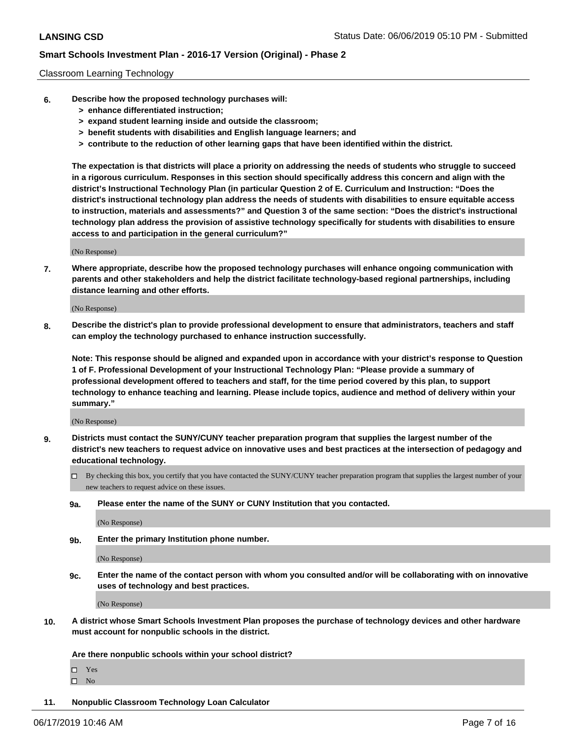Classroom Learning Technology

**6. Describe how the proposed technology purchases will:**

> **> enhance differentiated instruction;**
> **> expand student learning inside and outside the classroom;**
> **> benefit students with disabilities and English language learners; and**
> **> contribute to the reduction of other learning gaps that have been identified within the district.**

**The expectation is that districts will place a priority on addressing the needs of students who struggle to succeed in a rigorous curriculum. Responses in this section should specifically address this concern and align with the district's Instructional Technology Plan (in particular Question 2 of E. Curriculum and Instruction: "Does the district's instructional technology plan address the needs of students with disabilities to ensure equitable access to instruction, materials and assessments?" and Question 3 of the same section: "Does the district's instructional technology plan address the provision of assistive technology specifically for students with disabilities to ensure access to and participation in the general curriculum?"**

(No Response)

**7. Where appropriate, describe how the proposed technology purchases will enhance ongoing communication with parents and other stakeholders and help the district facilitate technology-based regional partnerships, including distance learning and other efforts.**

(No Response)

**8. Describe the district's plan to provide professional development to ensure that administrators, teachers and staff can employ the technology purchased to enhance instruction successfully.**

**Note: This response should be aligned and expanded upon in accordance with your district's response to Question 1 of F. Professional Development of your Instructional Technology Plan: "Please provide a summary of professional development offered to teachers and staff, for the time period covered by this plan, to support technology to enhance teaching and learning. Please include topics, audience and method of delivery within your summary."**

(No Response)

**9. Districts must contact the SUNY/CUNY teacher preparation program that supplies the largest number of the district's new teachers to request advice on innovative uses and best practices at the intersection of pedagogy and educational technology.**

☐ By checking this box, you certify that you have contacted the SUNY/CUNY teacher preparation program that supplies the largest number of your new teachers to request advice on these issues.

**9a. Please enter the name of the SUNY or CUNY Institution that you contacted.**

(No Response)

**9b. Enter the primary Institution phone number.**

(No Response)

**9c. Enter the name of the contact person with whom you consulted and/or will be collaborating with on innovative uses of technology and best practices.**

(No Response)

**10. A district whose Smart Schools Investment Plan proposes the purchase of technology devices and other hardware must account for nonpublic schools in the district.**

**Are there nonpublic schools within your school district?**

☐ Yes
☐ No

**11. Nonpublic Classroom Technology Loan Calculator**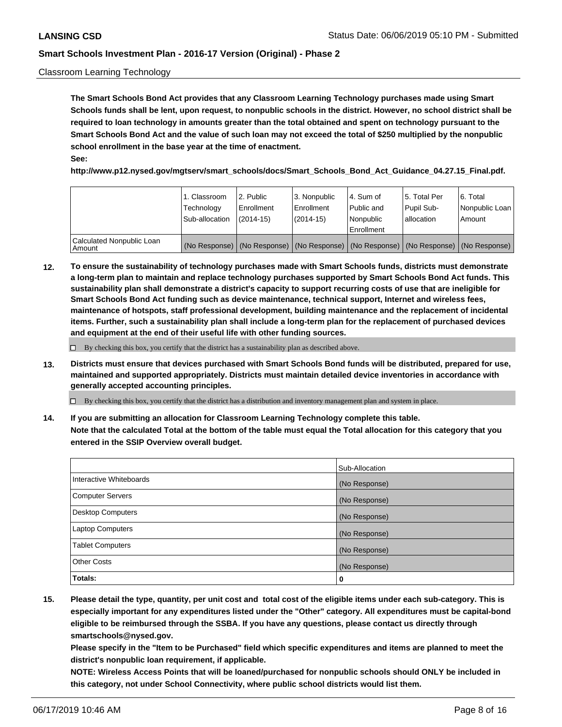Classroom Learning Technology

**The Smart Schools Bond Act provides that any Classroom Learning Technology purchases made using Smart Schools funds shall be lent, upon request, to nonpublic schools in the district. However, no school district shall be required to loan technology in amounts greater than the total obtained and spent on technology pursuant to the Smart Schools Bond Act and the value of such loan may not exceed the total of $250 multiplied by the nonpublic school enrollment in the base year at the time of enactment.**

**See:**

**http://www.p12.nysed.gov/mgtserv/smart_schools/docs/Smart_Schools_Bond_Act_Guidance_04.27.15_Final.pdf.**

| | 1. Classroom Technology Sub-allocation | 2. Public Enrollment (2014-15) | 3. Nonpublic Enrollment (2014-15) | 4. Sum of Public and Nonpublic Enrollment | 5. Total Per Pupil Sub-allocation | 6. Total Nonpublic Loan Amount |
|---|---|---|---|---|---|---|
| Calculated Nonpublic Loan Amount | (No Response) | (No Response) | (No Response) | (No Response) | (No Response) | (No Response) |

**12. To ensure the sustainability of technology purchases made with Smart Schools funds, districts must demonstrate a long-term plan to maintain and replace technology purchases supported by Smart Schools Bond Act funds. This sustainability plan shall demonstrate a district's capacity to support recurring costs of use that are ineligible for Smart Schools Bond Act funding such as device maintenance, technical support, Internet and wireless fees, maintenance of hotspots, staff professional development, building maintenance and the replacement of incidental items. Further, such a sustainability plan shall include a long-term plan for the replacement of purchased devices and equipment at the end of their useful life with other funding sources.**

☐ By checking this box, you certify that the district has a sustainability plan as described above.

**13. Districts must ensure that devices purchased with Smart Schools Bond funds will be distributed, prepared for use, maintained and supported appropriately. Districts must maintain detailed device inventories in accordance with generally accepted accounting principles.**

☐ By checking this box, you certify that the district has a distribution and inventory management plan and system in place.

**14. If you are submitting an allocation for Classroom Learning Technology complete this table. Note that the calculated Total at the bottom of the table must equal the Total allocation for this category that you entered in the SSIP Overview overall budget.**

| | Sub-Allocation |
|---|---|
| Interactive Whiteboards | (No Response) |
| Computer Servers | (No Response) |
| Desktop Computers | (No Response) |
| Laptop Computers | (No Response) |
| Tablet Computers | (No Response) |
| Other Costs | (No Response) |
| **Totals:** | **0** |

**15. Please detail the type, quantity, per unit cost and total cost of the eligible items under each sub-category. This is especially important for any expenditures listed under the "Other" category. All expenditures must be capital-bond eligible to be reimbursed through the SSBA. If you have any questions, please contact us directly through smartschools@nysed.gov.**

**Please specify in the "Item to be Purchased" field which specific expenditures and items are planned to meet the district's nonpublic loan requirement, if applicable.**

**NOTE: Wireless Access Points that will be loaned/purchased for nonpublic schools should ONLY be included in this category, not under School Connectivity, where public school districts would list them.**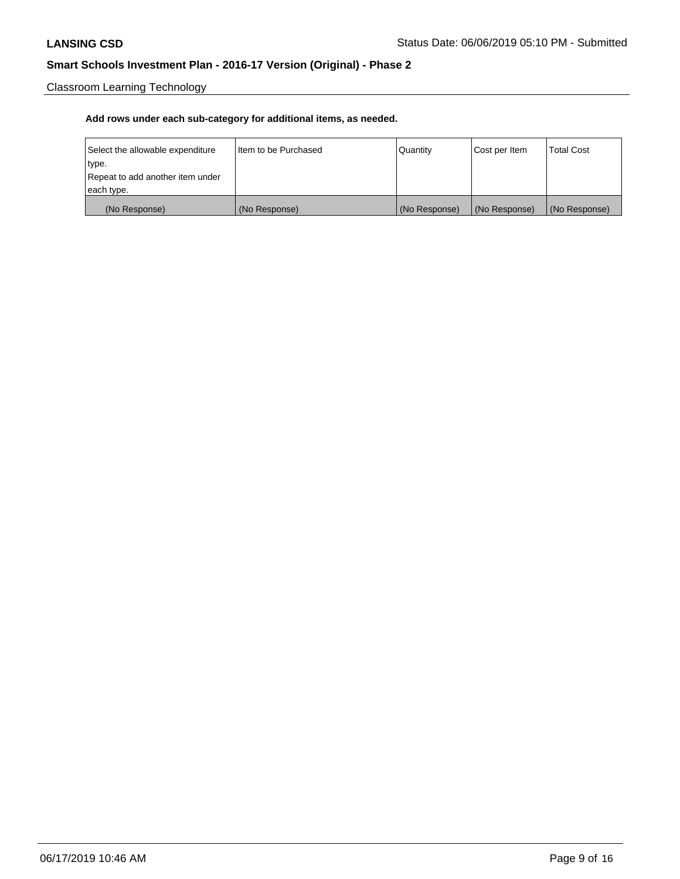Classroom Learning Technology

**Add rows under each sub-category for additional items, as needed.**

| Select the allowable expenditure type. Repeat to add another item under each type. | Item to be Purchased | Quantity | Cost per Item | Total Cost |
| --- | --- | --- | --- | --- |
| (No Response) | (No Response) | (No Response) | (No Response) | (No Response) |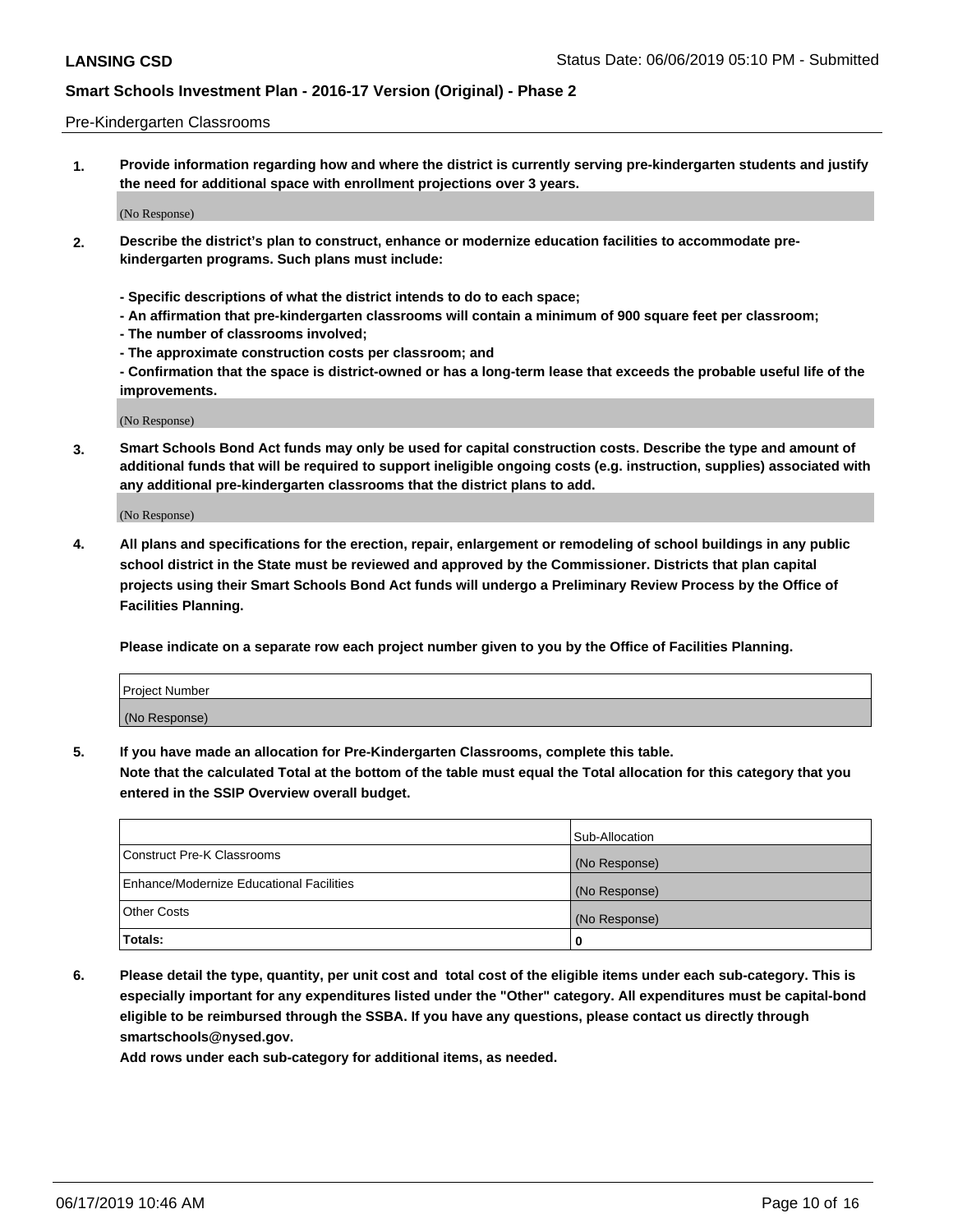Pre-Kindergarten Classrooms

**1. Provide information regarding how and where the district is currently serving pre-kindergarten students and justify the need for additional space with enrollment projections over 3 years.**

(No Response)

**2. Describe the district's plan to construct, enhance or modernize education facilities to accommodate pre-kindergarten programs. Such plans must include:**

**- Specific descriptions of what the district intends to do to each space;**
**- An affirmation that pre-kindergarten classrooms will contain a minimum of 900 square feet per classroom;**
**- The number of classrooms involved;**
**- The approximate construction costs per classroom; and**
**- Confirmation that the space is district-owned or has a long-term lease that exceeds the probable useful life of the improvements.**

(No Response)

**3. Smart Schools Bond Act funds may only be used for capital construction costs. Describe the type and amount of additional funds that will be required to support ineligible ongoing costs (e.g. instruction, supplies) associated with any additional pre-kindergarten classrooms that the district plans to add.**

(No Response)

**4. All plans and specifications for the erection, repair, enlargement or remodeling of school buildings in any public school district in the State must be reviewed and approved by the Commissioner. Districts that plan capital projects using their Smart Schools Bond Act funds will undergo a Preliminary Review Process by the Office of Facilities Planning.**

**Please indicate on a separate row each project number given to you by the Office of Facilities Planning.**

| Project Number |
|---|
| (No Response) |

**5. If you have made an allocation for Pre-Kindergarten Classrooms, complete this table.**
**Note that the calculated Total at the bottom of the table must equal the Total allocation for this category that you entered in the SSIP Overview overall budget.**

| | Sub-Allocation |
|---|---|
| Construct Pre-K Classrooms | (No Response) |
| Enhance/Modernize Educational Facilities | (No Response) |
| Other Costs | (No Response) |
| **Totals:** | **0** |

**6. Please detail the type, quantity, per unit cost and total cost of the eligible items under each sub-category. This is especially important for any expenditures listed under the "Other" category. All expenditures must be capital-bond eligible to be reimbursed through the SSBA. If you have any questions, please contact us directly through smartschools@nysed.gov.**
**Add rows under each sub-category for additional items, as needed.**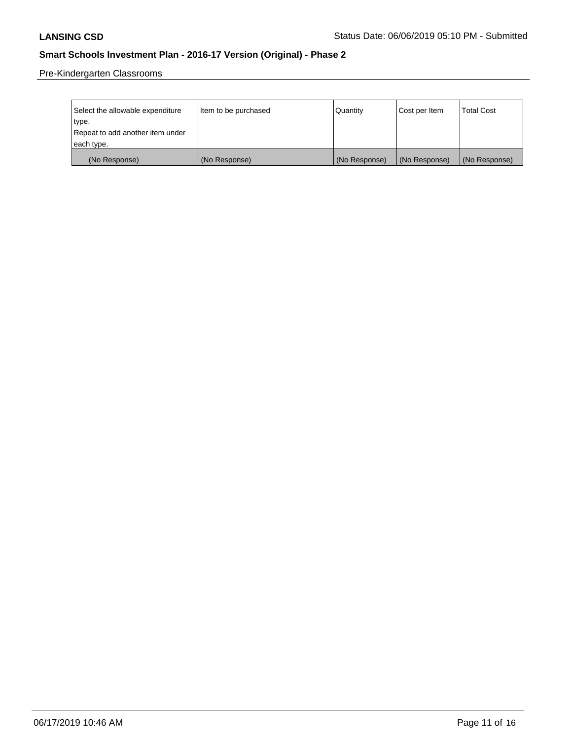Pre-Kindergarten Classrooms

| Select the allowable expenditure type. Repeat to add another item under each type. | Item to be purchased | Quantity | Cost per Item | Total Cost |
| --- | --- | --- | --- | --- |
| (No Response) | (No Response) | (No Response) | (No Response) | (No Response) |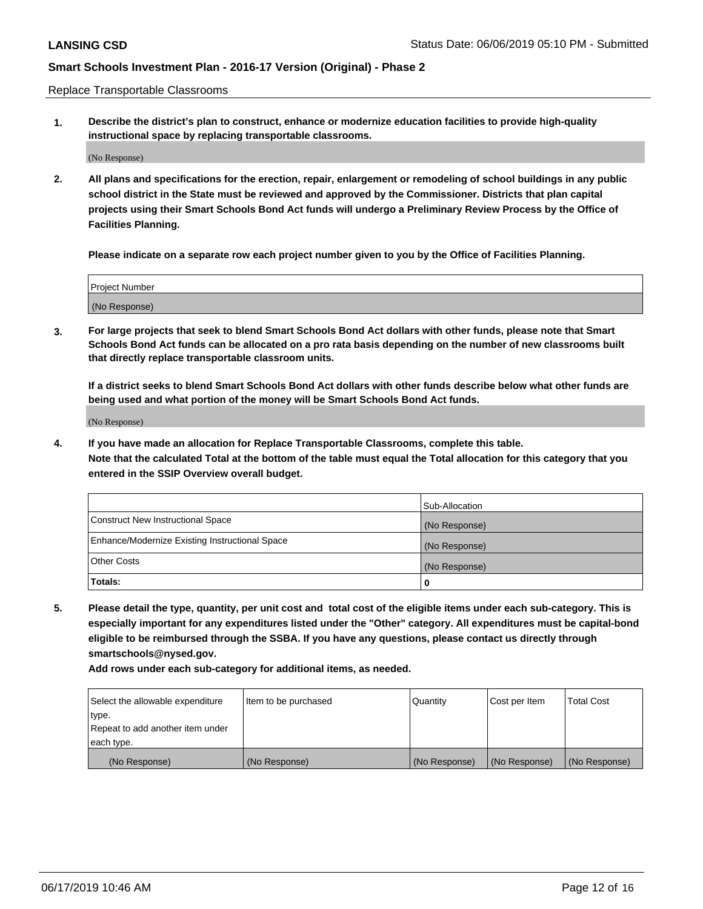Replace Transportable Classrooms

**1. Describe the district's plan to construct, enhance or modernize education facilities to provide high-quality instructional space by replacing transportable classrooms.**

(No Response)

**2. All plans and specifications for the erection, repair, enlargement or remodeling of school buildings in any public school district in the State must be reviewed and approved by the Commissioner. Districts that plan capital projects using their Smart Schools Bond Act funds will undergo a Preliminary Review Process by the Office of Facilities Planning.**

**Please indicate on a separate row each project number given to you by the Office of Facilities Planning.**

| Project Number |
| --- |
| (No Response) |

**3. For large projects that seek to blend Smart Schools Bond Act dollars with other funds, please note that Smart Schools Bond Act funds can be allocated on a pro rata basis depending on the number of new classrooms built that directly replace transportable classroom units.**

**If a district seeks to blend Smart Schools Bond Act dollars with other funds describe below what other funds are being used and what portion of the money will be Smart Schools Bond Act funds.**

(No Response)

**4. If you have made an allocation for Replace Transportable Classrooms, complete this table. Note that the calculated Total at the bottom of the table must equal the Total allocation for this category that you entered in the SSIP Overview overall budget.**

| | Sub-Allocation |
| --- | --- |
| Construct New Instructional Space | (No Response) |
| Enhance/Modernize Existing Instructional Space | (No Response) |
| Other Costs | (No Response) |
| **Totals:** | **0** |

**5. Please detail the type, quantity, per unit cost and total cost of the eligible items under each sub-category. This is especially important for any expenditures listed under the "Other" category. All expenditures must be capital-bond eligible to be reimbursed through the SSBA. If you have any questions, please contact us directly through smartschools@nysed.gov.**

**Add rows under each sub-category for additional items, as needed.**

| Select the allowable expenditure type. Repeat to add another item under each type. | Item to be purchased | Quantity | Cost per Item | Total Cost |
| --- | --- | --- | --- | --- |
| (No Response) | (No Response) | (No Response) | (No Response) | (No Response) |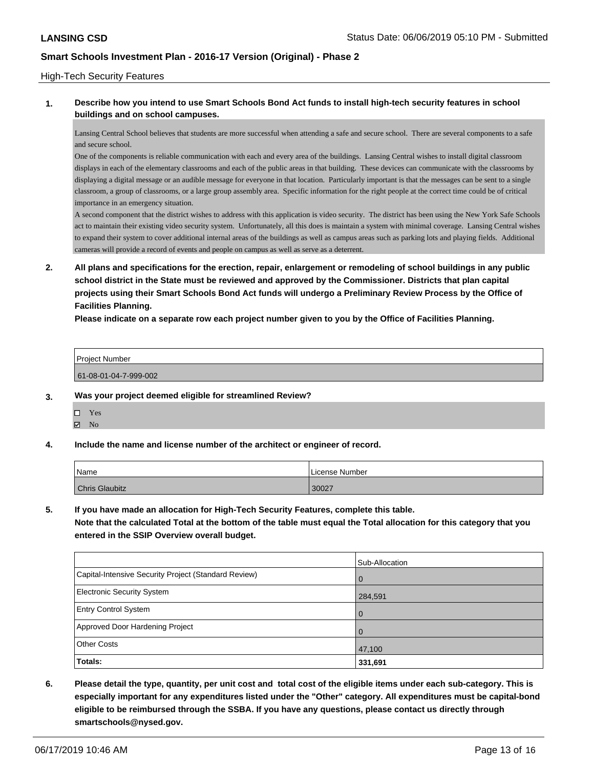High-Tech Security Features

**1. Describe how you intend to use Smart Schools Bond Act funds to install high-tech security features in school buildings and on school campuses.**

Lansing Central School believes that students are more successful when attending a safe and secure school. There are several components to a safe and secure school.

One of the components is reliable communication with each and every area of the buildings. Lansing Central wishes to install digital classroom displays in each of the elementary classrooms and each of the public areas in that building. These devices can communicate with the classrooms by displaying a digital message or an audible message for everyone in that location. Particularly important is that the messages can be sent to a single classroom, a group of classrooms, or a large group assembly area. Specific information for the right people at the correct time could be of critical importance in an emergency situation.

A second component that the district wishes to address with this application is video security. The district has been using the New York Safe Schools act to maintain their existing video security system. Unfortunately, all this does is maintain a system with minimal coverage. Lansing Central wishes to expand their system to cover additional internal areas of the buildings as well as campus areas such as parking lots and playing fields. Additional cameras will provide a record of events and people on campus as well as serve as a deterrent.

**2. All plans and specifications for the erection, repair, enlargement or remodeling of school buildings in any public school district in the State must be reviewed and approved by the Commissioner. Districts that plan capital projects using their Smart Schools Bond Act funds will undergo a Preliminary Review Process by the Office of Facilities Planning.**

**Please indicate on a separate row each project number given to you by the Office of Facilities Planning.**

| Project Number |
| --- |
| 61-08-01-04-7-999-002 |

**3. Was your project deemed eligible for streamlined Review?**

- ☐ Yes
- ☑ No

**4. Include the name and license number of the architect or engineer of record.**

| Name | License Number |
| --- | --- |
| Chris Glaubitz | 30027 |

**5. If you have made an allocation for High-Tech Security Features, complete this table.**
**Note that the calculated Total at the bottom of the table must equal the Total allocation for this category that you entered in the SSIP Overview overall budget.**

| | Sub-Allocation |
| --- | --- |
| Capital-Intensive Security Project (Standard Review) | 0 |
| Electronic Security System | 284,591 |
| Entry Control System | 0 |
| Approved Door Hardening Project | 0 |
| Other Costs | 47,100 |
| **Totals:** | **331,691** |

**6. Please detail the type, quantity, per unit cost and total cost of the eligible items under each sub-category. This is especially important for any expenditures listed under the "Other" category. All expenditures must be capital-bond eligible to be reimbursed through the SSBA. If you have any questions, please contact us directly through smartschools@nysed.gov.**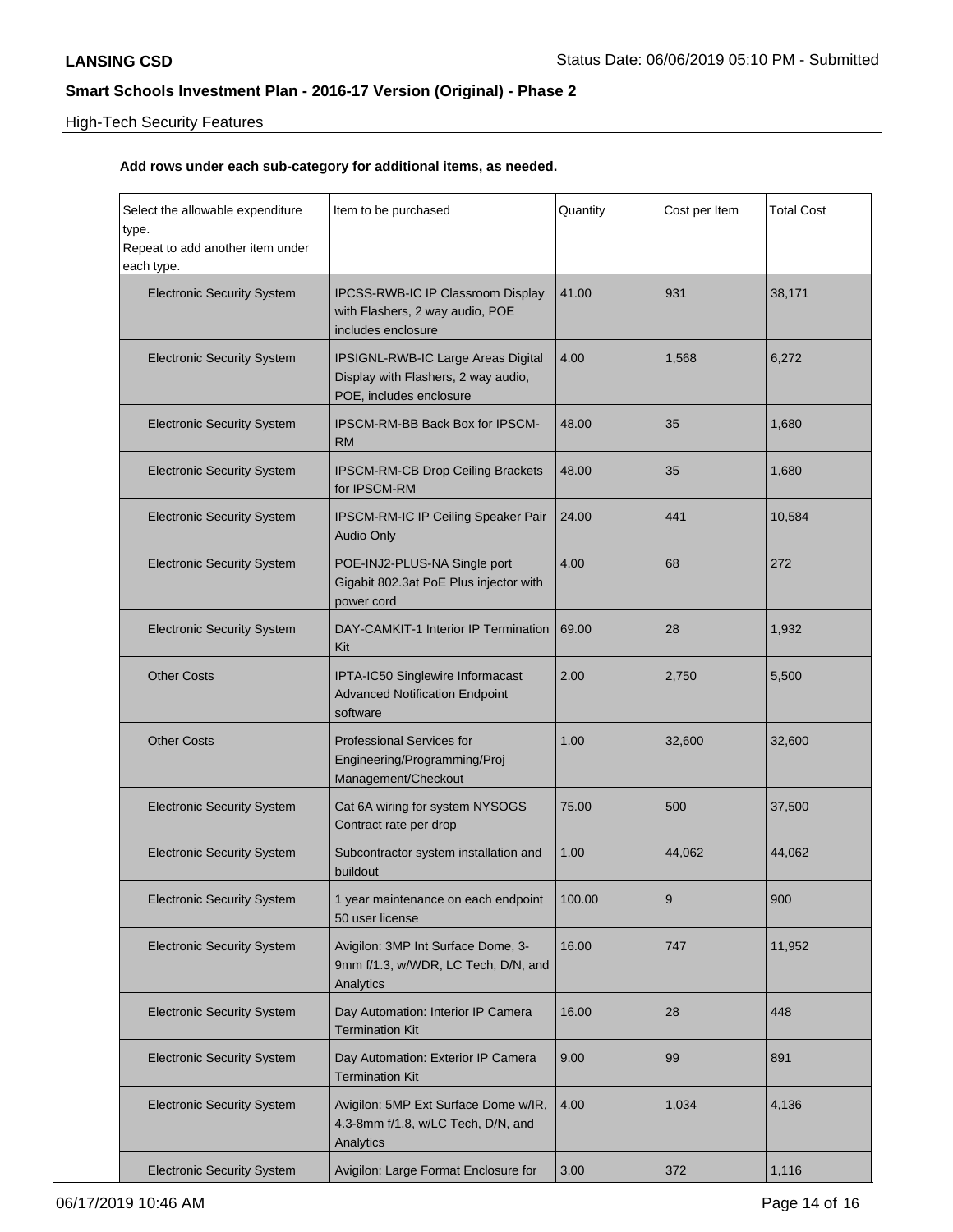High-Tech Security Features

**Add rows under each sub-category for additional items, as needed.**

| Select the allowable expenditure type. Repeat to add another item under each type. | Item to be purchased | Quantity | Cost per Item | Total Cost |
| --- | --- | --- | --- | --- |
| Electronic Security System | IPCSS-RWB-IC IP Classroom Display with Flashers, 2 way audio, POE includes enclosure | 41.00 | 931 | 38,171 |
| Electronic Security System | IPSIGNL-RWB-IC Large Areas Digital Display with Flashers, 2 way audio, POE, includes enclosure | 4.00 | 1,568 | 6,272 |
| Electronic Security System | IPSCM-RM-BB Back Box for IPSCM-RM | 48.00 | 35 | 1,680 |
| Electronic Security System | IPSCM-RM-CB Drop Ceiling Brackets for IPSCM-RM | 48.00 | 35 | 1,680 |
| Electronic Security System | IPSCM-RM-IC IP Ceiling Speaker Pair Audio Only | 24.00 | 441 | 10,584 |
| Electronic Security System | POE-INJ2-PLUS-NA Single port Gigabit 802.3at PoE Plus injector with power cord | 4.00 | 68 | 272 |
| Electronic Security System | DAY-CAMKIT-1 Interior IP Termination Kit | 69.00 | 28 | 1,932 |
| Other Costs | IPTA-IC50 Singlewire Informacast Advanced Notification Endpoint software | 2.00 | 2,750 | 5,500 |
| Other Costs | Professional Services for Engineering/Programming/Proj Management/Checkout | 1.00 | 32,600 | 32,600 |
| Electronic Security System | Cat 6A wiring for system NYSOGS Contract rate per drop | 75.00 | 500 | 37,500 |
| Electronic Security System | Subcontractor system installation and buildout | 1.00 | 44,062 | 44,062 |
| Electronic Security System | 1 year maintenance on each endpoint 50 user license | 100.00 | 9 | 900 |
| Electronic Security System | Avigilon: 3MP Int Surface Dome, 3-9mm f/1.3, w/WDR, LC Tech, D/N, and Analytics | 16.00 | 747 | 11,952 |
| Electronic Security System | Day Automation: Interior IP Camera Termination Kit | 16.00 | 28 | 448 |
| Electronic Security System | Day Automation: Exterior IP Camera Termination Kit | 9.00 | 99 | 891 |
| Electronic Security System | Avigilon: 5MP Ext Surface Dome w/IR, 4.3-8mm f/1.8, w/LC Tech, D/N, and Analytics | 4.00 | 1,034 | 4,136 |
| Electronic Security System | Avigilon: Large Format Enclosure for | 3.00 | 372 | 1,116 |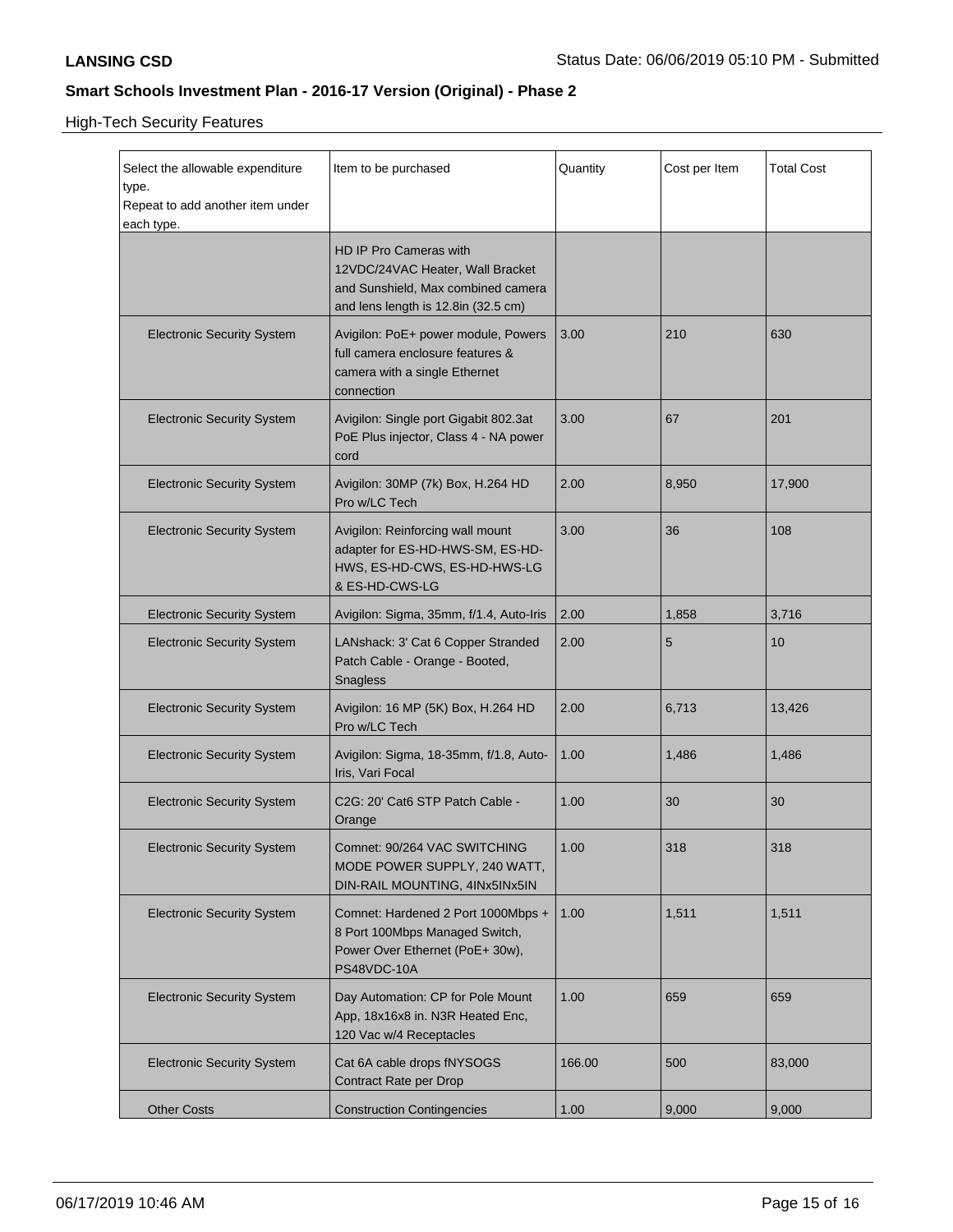## High-Tech Security Features

| Select the allowable expenditure type. Repeat to add another item under each type. | Item to be purchased | Quantity | Cost per Item | Total Cost |
|---|---|---|---|---|
| | HD IP Pro Cameras with 12VDC/24VAC Heater, Wall Bracket and Sunshield, Max combined camera and lens length is 12.8in (32.5 cm) | | | |
| Electronic Security System | Avigilon: PoE+ power module, Powers full camera enclosure features & camera with a single Ethernet connection | 3.00 | 210 | 630 |
| Electronic Security System | Avigilon: Single port Gigabit 802.3at PoE Plus injector, Class 4 - NA power cord | 3.00 | 67 | 201 |
| Electronic Security System | Avigilon: 30MP (7k) Box, H.264 HD Pro w/LC Tech | 2.00 | 8,950 | 17,900 |
| Electronic Security System | Avigilon: Reinforcing wall mount adapter for ES-HD-HWS-SM, ES-HD-HWS, ES-HD-CWS, ES-HD-HWS-LG & ES-HD-CWS-LG | 3.00 | 36 | 108 |
| Electronic Security System | Avigilon: Sigma, 35mm, f/1.4, Auto-Iris | 2.00 | 1,858 | 3,716 |
| Electronic Security System | LANshack: 3' Cat 6 Copper Stranded Patch Cable - Orange - Booted, Snagless | 2.00 | 5 | 10 |
| Electronic Security System | Avigilon: 16 MP (5K) Box, H.264 HD Pro w/LC Tech | 2.00 | 6,713 | 13,426 |
| Electronic Security System | Avigilon: Sigma, 18-35mm, f/1.8, Auto-Iris, Vari Focal | 1.00 | 1,486 | 1,486 |
| Electronic Security System | C2G: 20' Cat6 STP Patch Cable - Orange | 1.00 | 30 | 30 |
| Electronic Security System | Comnet: 90/264 VAC SWITCHING MODE POWER SUPPLY, 240 WATT, DIN-RAIL MOUNTING, 4INx5INx5IN | 1.00 | 318 | 318 |
| Electronic Security System | Comnet: Hardened 2 Port 1000Mbps + 8 Port 100Mbps Managed Switch, Power Over Ethernet (PoE+ 30w), PS48VDC-10A | 1.00 | 1,511 | 1,511 |
| Electronic Security System | Day Automation: CP for Pole Mount App, 18x16x8 in. N3R Heated Enc, 120 Vac w/4 Receptacles | 1.00 | 659 | 659 |
| Electronic Security System | Cat 6A cable drops fNYSOGS Contract Rate per Drop | 166.00 | 500 | 83,000 |
| Other Costs | Construction Contingencies | 1.00 | 9,000 | 9,000 |